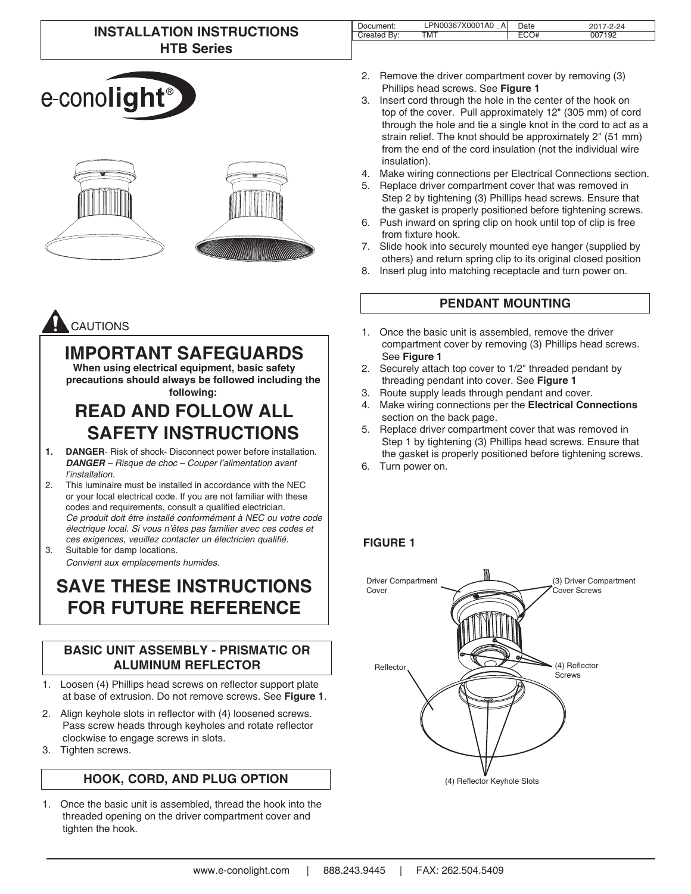# INSTALLATION INSTRUCTIONS
## HTB Series

| Document: | LPN00367X0001A0 _A | Date | 2017-2-24 |
|---|---|---|---|
| Created By: | TMT | ECO# | 007192 |

e-conolight®

CAUTIONS

## IMPORTANT SAFEGUARDS

**When using electrical equipment, basic safety precautions should always be followed including the following:**

## READ AND FOLLOW ALL SAFETY INSTRUCTIONS

1. **DANGER**- Risk of shock- Disconnect power before installation.
   ***DANGER*** *– Risque de choc – Couper l'alimentation avant l'installation.*
2. This luminaire must be installed in accordance with the NEC or your local electrical code. If you are not familiar with these codes and requirements, consult a qualified electrician.
   *Ce produit doit être installé conformément à NEC ou votre code électrique local. Si vous n'êtes pas familier avec ces codes et ces exigences, veuillez contacter un électricien qualifié.*
3. Suitable for damp locations.
   *Convient aux emplacements humides.*

## SAVE THESE INSTRUCTIONS FOR FUTURE REFERENCE

### BASIC UNIT ASSEMBLY - PRISMATIC OR ALUMINUM REFLECTOR

1. Loosen (4) Phillips head screws on reflector support plate at base of extrusion. Do not remove screws. See **Figure 1**.
2. Align keyhole slots in reflector with (4) loosened screws. Pass screw heads through keyholes and rotate reflector clockwise to engage screws in slots.
3. Tighten screws.

### HOOK, CORD, AND PLUG OPTION

1. Once the basic unit is assembled, thread the hook into the threaded opening on the driver compartment cover and tighten the hook.
2. Remove the driver compartment cover by removing (3) Phillips head screws. See **Figure 1**
3. Insert cord through the hole in the center of the hook on top of the cover. Pull approximately 12" (305 mm) of cord through the hole and tie a single knot in the cord to act as a strain relief. The knot should be approximately 2" (51 mm) from the end of the cord insulation (not the individual wire insulation).
4. Make wiring connections per Electrical Connections section.
5. Replace driver compartment cover that was removed in Step 2 by tightening (3) Phillips head screws. Ensure that the gasket is properly positioned before tightening screws.
6. Push inward on spring clip on hook until top of clip is free from fixture hook.
7. Slide hook into securely mounted eye hanger (supplied by others) and return spring clip to its original closed position
8. Insert plug into matching receptacle and turn power on.

### PENDANT MOUNTING

1. Once the basic unit is assembled, remove the driver compartment cover by removing (3) Phillips head screws. See **Figure 1**
2. Securely attach top cover to 1/2" threaded pendant by threading pendant into cover. See **Figure 1**
3. Route supply leads through pendant and cover.
4. Make wiring connections per the **Electrical Connections** section on the back page.
5. Replace driver compartment cover that was removed in Step 1 by tightening (3) Phillips head screws. Ensure that the gasket is properly positioned before tightening screws.
6. Turn power on.

**FIGURE 1**

Driver Compartment Cover

(3) Driver Compartment Cover Screws

Reflector

(4) Reflector Screws

(4) Reflector Keyhole Slots

www.e-conolight.com | 888.243.9445 | FAX: 262.504.5409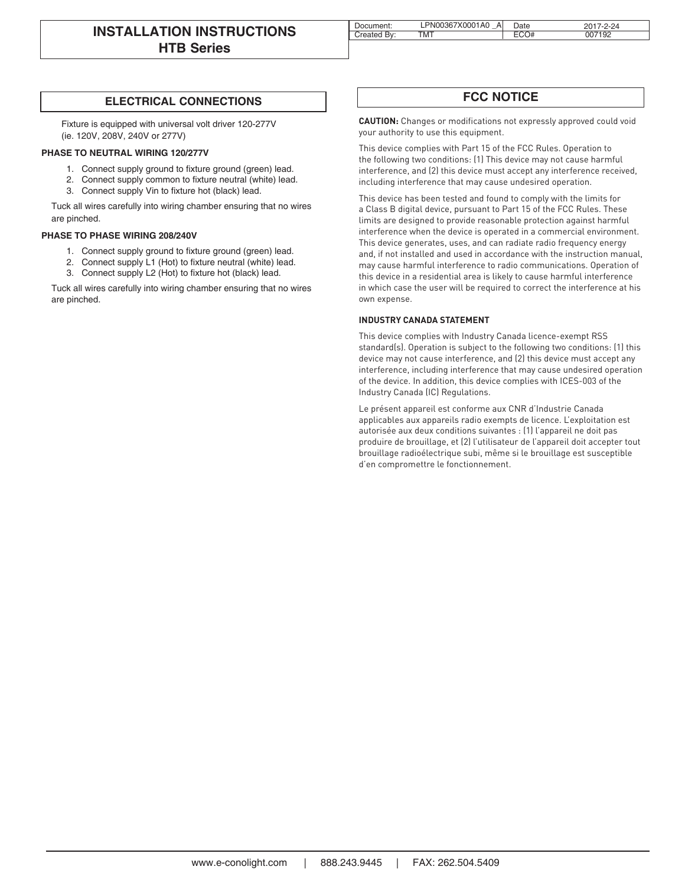# INSTALLATION INSTRUCTIONS
## HTB Series

| | | | |
|---|---|---|---|
| Document: | LPN00367X0001A0 _A | Date | 2017-2-24 |
| Created By: | TMT | ECO# | 007192 |

## ELECTRICAL CONNECTIONS

Fixture is equipped with universal volt driver 120-277V (ie. 120V, 208V, 240V or 277V)

**PHASE TO NEUTRAL WIRING 120/277V**

1. Connect supply ground to fixture ground (green) lead.
2. Connect supply common to fixture neutral (white) lead.
3. Connect supply Vin to fixture hot (black) lead.

Tuck all wires carefully into wiring chamber ensuring that no wires are pinched.

**PHASE TO PHASE WIRING 208/240V**

1. Connect supply ground to fixture ground (green) lead.
2. Connect supply L1 (Hot) to fixture neutral (white) lead.
3. Connect supply L2 (Hot) to fixture hot (black) lead.

Tuck all wires carefully into wiring chamber ensuring that no wires are pinched.

## FCC NOTICE

**CAUTION:** Changes or modifications not expressly approved could void your authority to use this equipment.

This device complies with Part 15 of the FCC Rules. Operation to the following two conditions: (1) This device may not cause harmful interference, and (2) this device must accept any interference received, including interference that may cause undesired operation.

This device has been tested and found to comply with the limits for a Class B digital device, pursuant to Part 15 of the FCC Rules. These limits are designed to provide reasonable protection against harmful interference when the device is operated in a commercial environment. This device generates, uses, and can radiate radio frequency energy and, if not installed and used in accordance with the instruction manual, may cause harmful interference to radio communications. Operation of this device in a residential area is likely to cause harmful interference in which case the user will be required to correct the interference at his own expense.

**INDUSTRY CANADA STATEMENT**

This device complies with Industry Canada licence-exempt RSS standard(s). Operation is subject to the following two conditions: (1) this device may not cause interference, and (2) this device must accept any interference, including interference that may cause undesired operation of the device. In addition, this device complies with ICES-003 of the Industry Canada (IC) Regulations.

Le présent appareil est conforme aux CNR d'Industrie Canada applicables aux appareils radio exempts de licence. L'exploitation est autorisée aux deux conditions suivantes : (1) l'appareil ne doit pas produire de brouillage, et (2) l'utilisateur de l'appareil doit accepter tout brouillage radioélectrique subi, même si le brouillage est susceptible d'en compromettre le fonctionnement.

www.e-conolight.com | 888.243.9445 | FAX: 262.504.5409